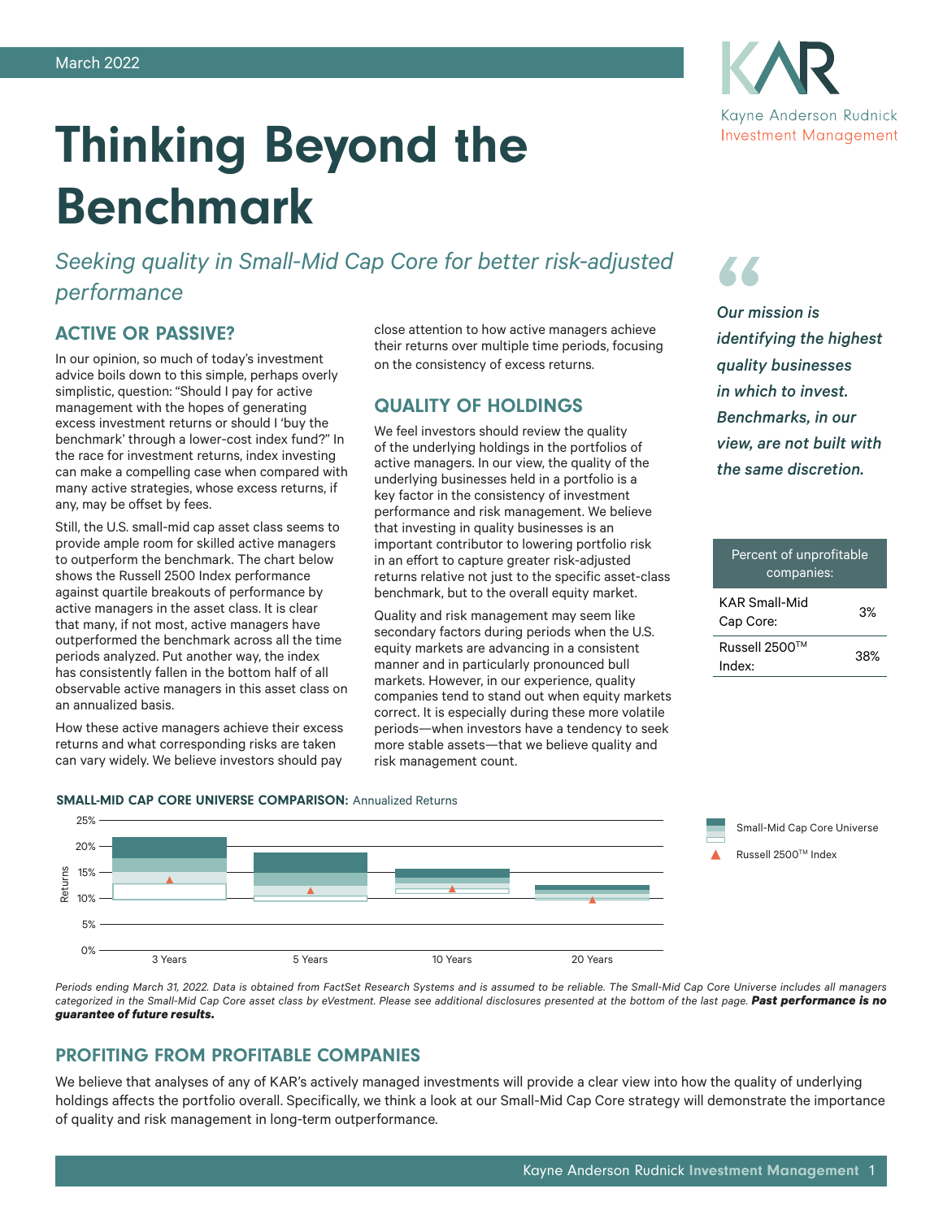March 2022

# Thinking Beyond the Benchmark

*Seeking quality in Small-Mid Cap Core for better risk-adjusted performance*

## ACTIVE OR PASSIVE?

In our opinion, so much of today's investment advice boils down to this simple, perhaps overly simplistic, question: "Should I pay for active management with the hopes of generating excess investment returns or should I 'buy the benchmark' through a lower-cost index fund?" In the race for investment returns, index investing can make a compelling case when compared with many active strategies, whose excess returns, if any, may be offset by fees.

Still, the U.S. small-mid cap asset class seems to provide ample room for skilled active managers to outperform the benchmark. The chart below shows the Russell 2500 Index performance against quartile breakouts of performance by active managers in the asset class. It is clear that many, if not most, active managers have outperformed the benchmark across all the time periods analyzed. Put another way, the index has consistently fallen in the bottom half of all observable active managers in this asset class on an annualized basis.

How these active managers achieve their excess returns and what corresponding risks are taken can vary widely. We believe investors should pay close attention to how active managers achieve their returns over multiple time periods, focusing on the consistency of excess returns.

## QUALITY OF HOLDINGS

We feel investors should review the quality of the underlying holdings in the portfolios of active managers. In our view, the quality of the underlying businesses held in a portfolio is a key factor in the consistency of investment performance and risk management. We believe that investing in quality businesses is an important contributor to lowering portfolio risk in an effort to capture greater risk-adjusted returns relative not just to the specific asset-class benchmark, but to the overall equity market.

Quality and risk management may seem like secondary factors during periods when the U.S. equity markets are advancing in a consistent manner and in particularly pronounced bull markets. However, in our experience, quality companies tend to stand out when equity markets correct. It is especially during these more volatile periods—when investors have a tendency to seek more stable assets—that we believe quality and risk management count.

> *Our mission is identifying the highest quality businesses in which to invest. Benchmarks, in our view, are not built with the same discretion.*

| Percent of unprofitable companies: | |
|---|---|
| KAR Small-Mid Cap Core: | 3% |
| Russell 2500™ Index: | 38% |

**SMALL-MID CAP CORE UNIVERSE COMPARISON:** Annualized Returns

Legend: Small-Mid Cap Core Universe; Russell 2500™ Index

Returns: 0%, 5%, 10%, 15%, 20%, 25%

3 Years | 5 Years | 10 Years | 20 Years

*Periods ending March 31, 2022. Data is obtained from FactSet Research Systems and is assumed to be reliable. The Small-Mid Cap Core Universe includes all managers categorized in the Small-Mid Cap Core asset class by eVestment. Please see additional disclosures presented at the bottom of the last page.* ***Past performance is no guarantee of future results.***

## PROFITING FROM PROFITABLE COMPANIES

We believe that analyses of any of KAR's actively managed investments will provide a clear view into how the quality of underlying holdings affects the portfolio overall. Specifically, we think a look at our Small-Mid Cap Core strategy will demonstrate the importance of quality and risk management in long-term outperformance.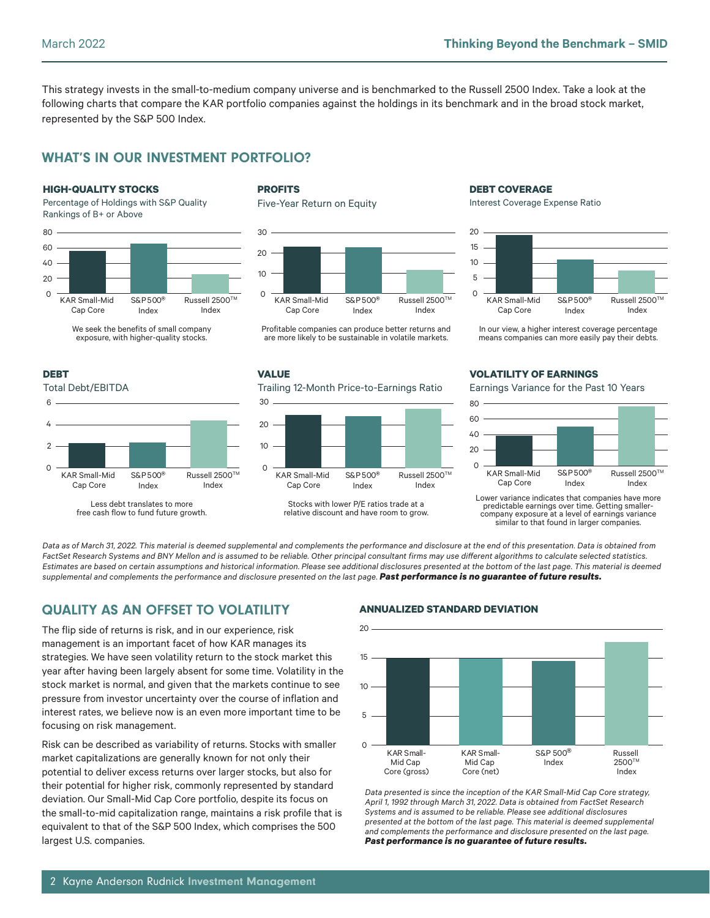This strategy invests in the small-to-medium company universe and is benchmarked to the Russell 2500 Index. Take a look at the following charts that compare the KAR portfolio companies against the holdings in its benchmark and in the broad stock market, represented by the S&P 500 Index.

## WHAT'S IN OUR INVESTMENT PORTFOLIO?

### HIGH-QUALITY STOCKS

Percentage of Holdings with S&P Quality Rankings of B+ or Above

We seek the benefits of small company exposure, with higher-quality stocks.

### PROFITS

Five-Year Return on Equity

Profitable companies can produce better returns and are more likely to be sustainable in volatile markets.

### DEBT COVERAGE

Interest Coverage Expense Ratio

In our view, a higher interest coverage percentage means companies can more easily pay their debts.

### DEBT

Total Debt/EBITDA

Less debt translates to more free cash flow to fund future growth.

### VALUE

Trailing 12-Month Price-to-Earnings Ratio

Stocks with lower P/E ratios trade at a relative discount and have room to grow.

### VOLATILITY OF EARNINGS

Earnings Variance for the Past 10 Years

Lower variance indicates that companies have more predictable earnings over time. Getting smaller-company exposure at a level of earnings variance similar to that found in larger companies.

*Data as of March 31, 2022. This material is deemed supplemental and complements the performance and disclosure at the end of this presentation. Data is obtained from FactSet Research Systems and BNY Mellon and is assumed to be reliable. Other principal consultant firms may use different algorithms to calculate selected statistics. Estimates are based on certain assumptions and historical information. Please see additional disclosures presented at the bottom of the last page. This material is deemed supplemental and complements the performance and disclosure presented on the last page.* ***Past performance is no guarantee of future results.***

## QUALITY AS AN OFFSET TO VOLATILITY

The flip side of returns is risk, and in our experience, risk management is an important facet of how KAR manages its strategies. We have seen volatility return to the stock market this year after having been largely absent for some time. Volatility in the stock market is normal, and given that the markets continue to see pressure from investor uncertainty over the course of inflation and interest rates, we believe now is an even more important time to be focusing on risk management.

Risk can be described as variability of returns. Stocks with smaller market capitalizations are generally known for not only their potential to deliver excess returns over larger stocks, but also for their potential for higher risk, commonly represented by standard deviation. Our Small-Mid Cap Core portfolio, despite its focus on the small-to-mid capitalization range, maintains a risk profile that is equivalent to that of the S&P 500 Index, which comprises the 500 largest U.S. companies.

### ANNUALIZED STANDARD DEVIATION

*Data presented is since the inception of the KAR Small-Mid Cap Core strategy, April 1, 1992 through March 31, 2022. Data is obtained from FactSet Research Systems and is assumed to be reliable. Please see additional disclosures presented at the bottom of the last page. This material is deemed supplemental and complements the performance and disclosure presented on the last page.* ***Past performance is no guarantee of future results.***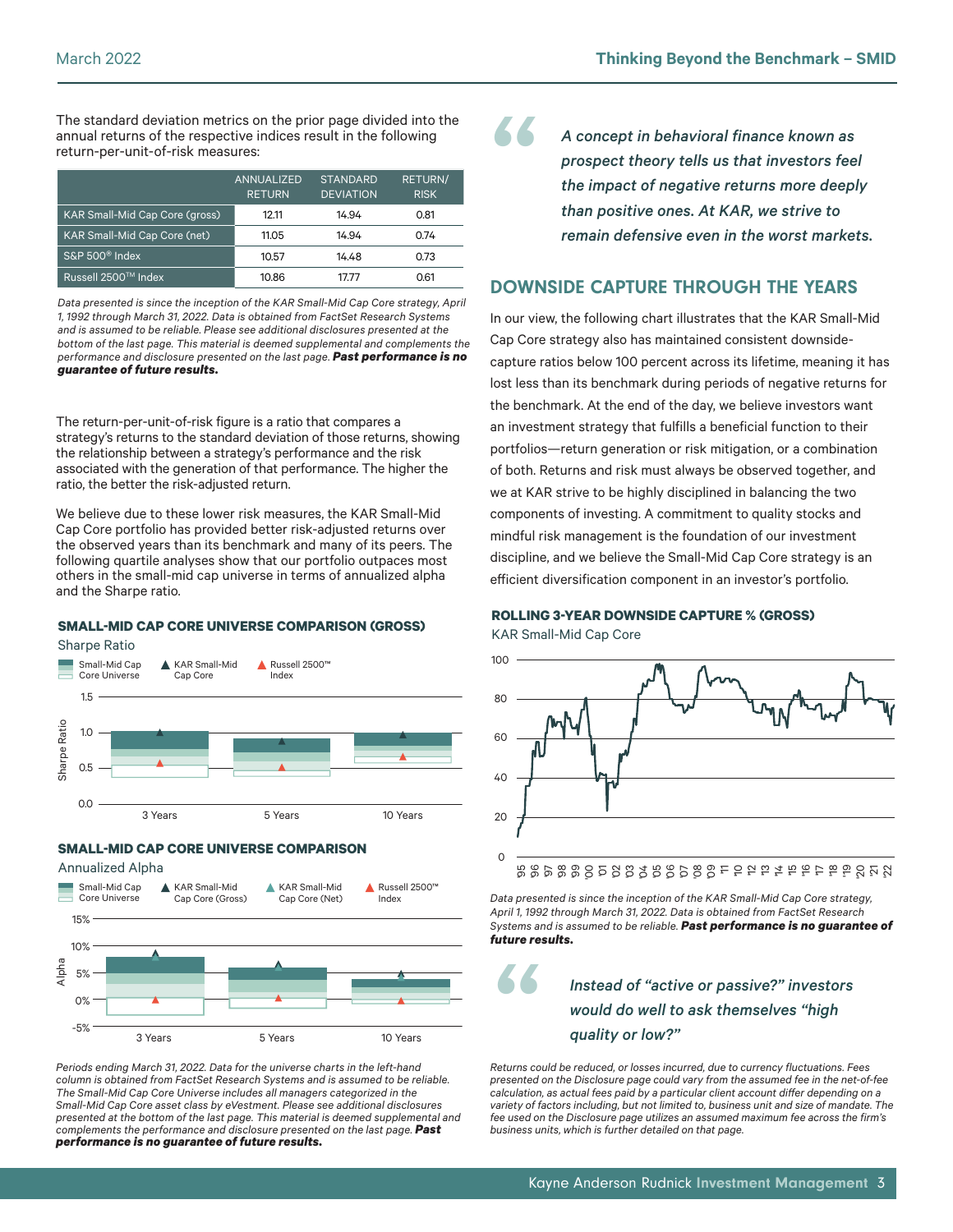The standard deviation metrics on the prior page divided into the annual returns of the respective indices result in the following return-per-unit-of-risk measures:

| | ANNUALIZED RETURN | STANDARD DEVIATION | RETURN/ RISK |
|---|---|---|---|
| KAR Small-Mid Cap Core (gross) | 12.11 | 14.94 | 0.81 |
| KAR Small-Mid Cap Core (net) | 11.05 | 14.94 | 0.74 |
| S&P 500® Index | 10.57 | 14.48 | 0.73 |
| Russell 2500™ Index | 10.86 | 17.77 | 0.61 |

*Data presented is since the inception of the KAR Small-Mid Cap Core strategy, April 1, 1992 through March 31, 2022. Data is obtained from FactSet Research Systems and is assumed to be reliable. Please see additional disclosures presented at the bottom of the last page. This material is deemed supplemental and complements the performance and disclosure presented on the last page.* ***Past performance is no guarantee of future results.***

The return-per-unit-of-risk figure is a ratio that compares a strategy's returns to the standard deviation of those returns, showing the relationship between a strategy's performance and the risk associated with the generation of that performance. The higher the ratio, the better the risk-adjusted return.

We believe due to these lower risk measures, the KAR Small-Mid Cap Core portfolio has provided better risk-adjusted returns over the observed years than its benchmark and many of its peers. The following quartile analyses show that our portfolio outpaces most others in the small-mid cap universe in terms of annualized alpha and the Sharpe ratio.

**SMALL-MID CAP CORE UNIVERSE COMPARISON (GROSS)**

Sharpe Ratio

Small-Mid Cap Core Universe | KAR Small-Mid Cap Core | Russell 2500™ Index

3 Years | 5 Years | 10 Years

**SMALL-MID CAP CORE UNIVERSE COMPARISON**

Annualized Alpha

Small-Mid Cap Core Universe | KAR Small-Mid Cap Core (Gross) | KAR Small-Mid Cap Core (Net) | Russell 2500™ Index

3 Years | 5 Years | 10 Years

*Periods ending March 31, 2022. Data for the universe charts in the left-hand column is obtained from FactSet Research Systems and is assumed to be reliable. The Small-Mid Cap Core Universe includes all managers categorized in the Small-Mid Cap Core asset class by eVestment. Please see additional disclosures presented at the bottom of the last page. This material is deemed supplemental and complements the performance and disclosure presented on the last page.* ***Past performance is no guarantee of future results.***

> *A concept in behavioral finance known as prospect theory tells us that investors feel the impact of negative returns more deeply than positive ones. At KAR, we strive to remain defensive even in the worst markets.*

## DOWNSIDE CAPTURE THROUGH THE YEARS

In our view, the following chart illustrates that the KAR Small-Mid Cap Core strategy also has maintained consistent downside-capture ratios below 100 percent across its lifetime, meaning it has lost less than its benchmark during periods of negative returns for the benchmark. At the end of the day, we believe investors want an investment strategy that fulfills a beneficial function to their portfolios—return generation or risk mitigation, or a combination of both. Returns and risk must always be observed together, and we at KAR strive to be highly disciplined in balancing the two components of investing. A commitment to quality stocks and mindful risk management is the foundation of our investment discipline, and we believe the Small-Mid Cap Core strategy is an efficient diversification component in an investor's portfolio.

**ROLLING 3-YEAR DOWNSIDE CAPTURE % (GROSS)**

KAR Small-Mid Cap Core

*Data presented is since the inception of the KAR Small-Mid Cap Core strategy, April 1, 1992 through March 31, 2022. Data is obtained from FactSet Research Systems and is assumed to be reliable.* ***Past performance is no guarantee of future results.***

> *Instead of "active or passive?" investors would do well to ask themselves "high quality or low?"*

*Returns could be reduced, or losses incurred, due to currency fluctuations. Fees presented on the Disclosure page could vary from the assumed fee in the net-of-fee calculation, as actual fees paid by a particular client account differ depending on a variety of factors including, but not limited to, business unit and size of mandate. The fee used on the Disclosure page utilizes an assumed maximum fee across the firm's business units, which is further detailed on that page.*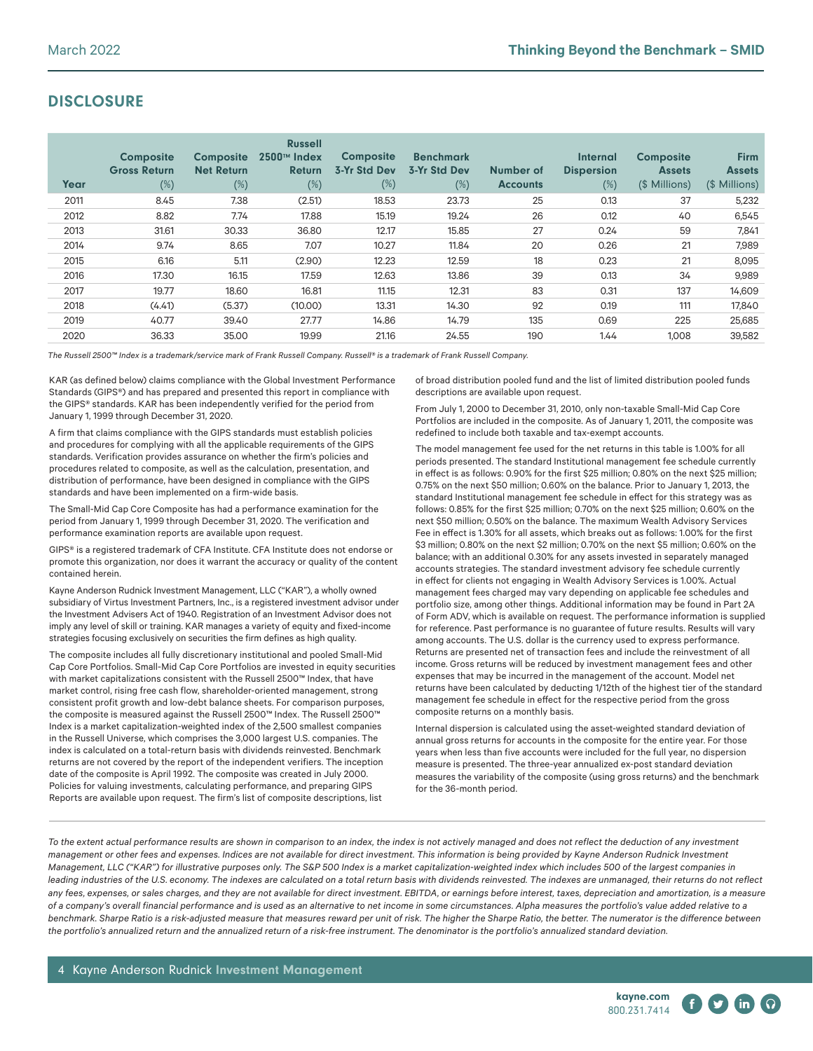## DISCLOSURE

| Year | Composite Gross Return (%) | Composite Net Return (%) | Russell 2500™ Index Return (%) | Composite 3-Yr Std Dev (%) | Benchmark 3-Yr Std Dev (%) | Number of Accounts | Internal Dispersion (%) | Composite Assets ($ Millions) | Firm Assets ($ Millions) |
|---|---|---|---|---|---|---|---|---|---|
| 2011 | 8.45 | 7.38 | (2.51) | 18.53 | 23.73 | 25 | 0.13 | 37 | 5,232 |
| 2012 | 8.82 | 7.74 | 17.88 | 15.19 | 19.24 | 26 | 0.12 | 40 | 6,545 |
| 2013 | 31.61 | 30.33 | 36.80 | 12.17 | 15.85 | 27 | 0.24 | 59 | 7,841 |
| 2014 | 9.74 | 8.65 | 7.07 | 10.27 | 11.84 | 20 | 0.26 | 21 | 7,989 |
| 2015 | 6.16 | 5.11 | (2.90) | 12.23 | 12.59 | 18 | 0.23 | 21 | 8,095 |
| 2016 | 17.30 | 16.15 | 17.59 | 12.63 | 13.86 | 39 | 0.13 | 34 | 9,989 |
| 2017 | 19.77 | 18.60 | 16.81 | 11.15 | 12.31 | 83 | 0.31 | 137 | 14,609 |
| 2018 | (4.41) | (5.37) | (10.00) | 13.31 | 14.30 | 92 | 0.19 | 111 | 17,840 |
| 2019 | 40.77 | 39.40 | 27.77 | 14.86 | 14.79 | 135 | 0.69 | 225 | 25,685 |
| 2020 | 36.33 | 35.00 | 19.99 | 21.16 | 24.55 | 190 | 1.44 | 1,008 | 39,582 |

*The Russell 2500™ Index is a trademark/service mark of Frank Russell Company. Russell® is a trademark of Frank Russell Company.*

KAR (as defined below) claims compliance with the Global Investment Performance Standards (GIPS®) and has prepared and presented this report in compliance with the GIPS® standards. KAR has been independently verified for the period from January 1, 1999 through December 31, 2020.

A firm that claims compliance with the GIPS standards must establish policies and procedures for complying with all the applicable requirements of the GIPS standards. Verification provides assurance on whether the firm's policies and procedures related to composite, as well as the calculation, presentation, and distribution of performance, have been designed in compliance with the GIPS standards and have been implemented on a firm-wide basis.

The Small-Mid Cap Core Composite has had a performance examination for the period from January 1, 1999 through December 31, 2020. The verification and performance examination reports are available upon request.

GIPS® is a registered trademark of CFA Institute. CFA Institute does not endorse or promote this organization, nor does it warrant the accuracy or quality of the content contained herein.

Kayne Anderson Rudnick Investment Management, LLC ("KAR"), a wholly owned subsidiary of Virtus Investment Partners, Inc., is a registered investment advisor under the Investment Advisers Act of 1940. Registration of an Investment Advisor does not imply any level of skill or training. KAR manages a variety of equity and fixed-income strategies focusing exclusively on securities the firm defines as high quality.

The composite includes all fully discretionary institutional and pooled Small-Mid Cap Core Portfolios. Small-Mid Cap Core Portfolios are invested in equity securities with market capitalizations consistent with the Russell 2500™ Index, that have market control, rising free cash flow, shareholder-oriented management, strong consistent profit growth and low-debt balance sheets. For comparison purposes, the composite is measured against the Russell 2500™ Index. The Russell 2500™ Index is a market capitalization-weighted index of the 2,500 smallest companies in the Russell Universe, which comprises the 3,000 largest U.S. companies. The index is calculated on a total-return basis with dividends reinvested. Benchmark returns are not covered by the report of the independent verifiers. The inception date of the composite is April 1992. The composite was created in July 2000. Policies for valuing investments, calculating performance, and preparing GIPS Reports are available upon request. The firm's list of composite descriptions, list of broad distribution pooled fund and the list of limited distribution pooled funds descriptions are available upon request.

From July 1, 2000 to December 31, 2010, only non-taxable Small-Mid Cap Core Portfolios are included in the composite. As of January 1, 2011, the composite was redefined to include both taxable and tax-exempt accounts.

The model management fee used for the net returns in this table is 1.00% for all periods presented. The standard Institutional management fee schedule currently in effect is as follows: 0.90% for the first $25 million; 0.80% on the next $25 million; 0.75% on the next $50 million; 0.60% on the balance. Prior to January 1, 2013, the standard Institutional management fee schedule in effect for this strategy was as follows: 0.85% for the first $25 million; 0.70% on the next $25 million; 0.60% on the next $50 million; 0.50% on the balance. The maximum Wealth Advisory Services Fee in effect is 1.30% for all assets, which breaks out as follows: 1.00% for the first $3 million; 0.80% on the next $2 million; 0.70% on the next $5 million; 0.60% on the balance; with an additional 0.30% for any assets invested in separately managed accounts strategies. The standard investment advisory fee schedule currently in effect for clients not engaging in Wealth Advisory Services is 1.00%. Actual management fees charged may vary depending on applicable fee schedules and portfolio size, among other things. Additional information may be found in Part 2A of Form ADV, which is available on request. The performance information is supplied for reference. Past performance is no guarantee of future results. Results will vary among accounts. The U.S. dollar is the currency used to express performance. Returns are presented net of transaction fees and include the reinvestment of all income. Gross returns will be reduced by investment management fees and other expenses that may be incurred in the management of the account. Model net returns have been calculated by deducting 1/12th of the highest tier of the standard management fee schedule in effect for the respective period from the gross composite returns on a monthly basis.

Internal dispersion is calculated using the asset-weighted standard deviation of annual gross returns for accounts in the composite for the entire year. For those years when less than five accounts were included for the full year, no dispersion measure is presented. The three-year annualized ex-post standard deviation measures the variability of the composite (using gross returns) and the benchmark for the 36-month period.

*To the extent actual performance results are shown in comparison to an index, the index is not actively managed and does not reflect the deduction of any investment management or other fees and expenses. Indices are not available for direct investment. This information is being provided by Kayne Anderson Rudnick Investment Management, LLC ("KAR") for illustrative purposes only. The S&P 500 Index is a market capitalization-weighted index which includes 500 of the largest companies in leading industries of the U.S. economy. The indexes are calculated on a total return basis with dividends reinvested. The indexes are unmanaged, their returns do not reflect any fees, expenses, or sales charges, and they are not available for direct investment. EBITDA, or earnings before interest, taxes, depreciation and amortization, is a measure of a company's overall financial performance and is used as an alternative to net income in some circumstances. Alpha measures the portfolio's value added relative to a benchmark. Sharpe Ratio is a risk-adjusted measure that measures reward per unit of risk. The higher the Sharpe Ratio, the better. The numerator is the difference between the portfolio's annualized return and the annualized return of a risk-free instrument. The denominator is the portfolio's annualized standard deviation.*

kayne.com
800.231.7414